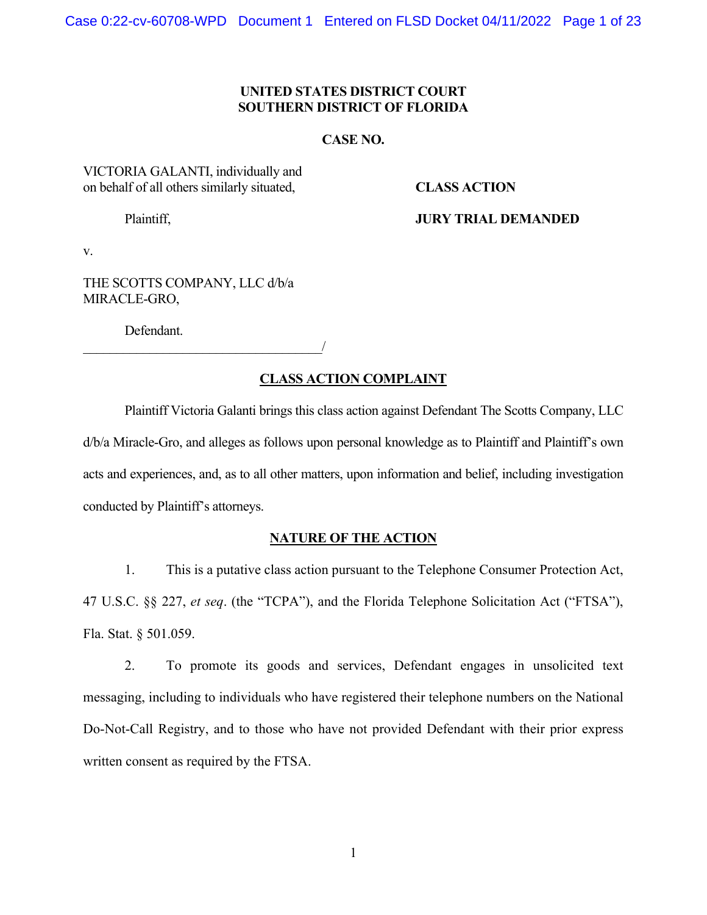**UNITED STATES DISTRICT COURT**
**SOUTHERN DISTRICT OF FLORIDA**

**CASE NO.**

VICTORIA GALANTI, individually and on behalf of all others similarly situated,

Plaintiff,

v.

THE SCOTTS COMPANY, LLC d/b/a MIRACLE-GRO,

Defendant.
_____________________________________/

**CLASS ACTION**

**JURY TRIAL DEMANDED**

## CLASS ACTION COMPLAINT

Plaintiff Victoria Galanti brings this class action against Defendant The Scotts Company, LLC d/b/a Miracle-Gro, and alleges as follows upon personal knowledge as to Plaintiff and Plaintiff's own acts and experiences, and, as to all other matters, upon information and belief, including investigation conducted by Plaintiff's attorneys.

## NATURE OF THE ACTION

1. This is a putative class action pursuant to the Telephone Consumer Protection Act, 47 U.S.C. §§ 227, *et seq*. (the "TCPA"), and the Florida Telephone Solicitation Act ("FTSA"), Fla. Stat. § 501.059.

2. To promote its goods and services, Defendant engages in unsolicited text messaging, including to individuals who have registered their telephone numbers on the National Do-Not-Call Registry, and to those who have not provided Defendant with their prior express written consent as required by the FTSA.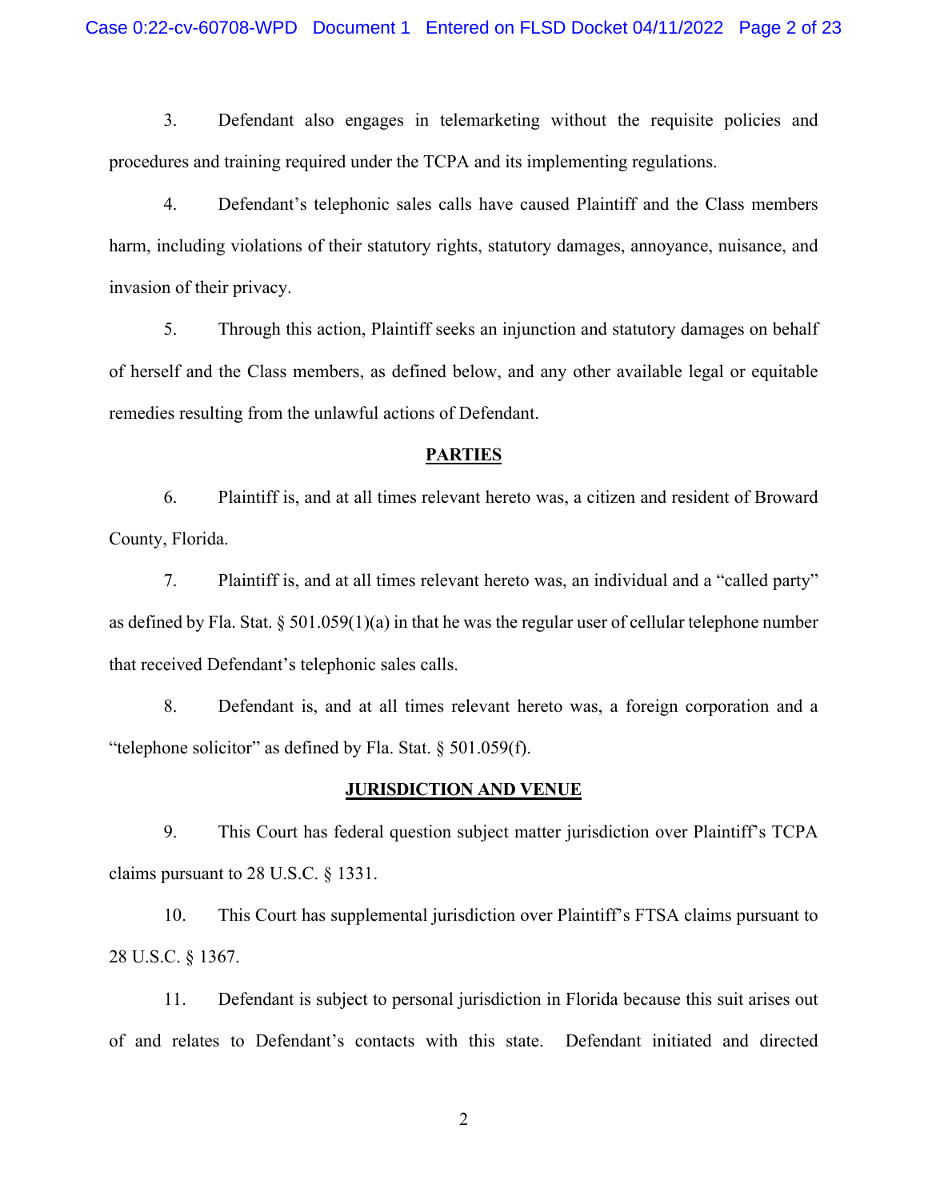3. Defendant also engages in telemarketing without the requisite policies and procedures and training required under the TCPA and its implementing regulations.

4. Defendant's telephonic sales calls have caused Plaintiff and the Class members harm, including violations of their statutory rights, statutory damages, annoyance, nuisance, and invasion of their privacy.

5. Through this action, Plaintiff seeks an injunction and statutory damages on behalf of herself and the Class members, as defined below, and any other available legal or equitable remedies resulting from the unlawful actions of Defendant.

## PARTIES

6. Plaintiff is, and at all times relevant hereto was, a citizen and resident of Broward County, Florida.

7. Plaintiff is, and at all times relevant hereto was, an individual and a "called party" as defined by Fla. Stat. § 501.059(1)(a) in that he was the regular user of cellular telephone number that received Defendant's telephonic sales calls.

8. Defendant is, and at all times relevant hereto was, a foreign corporation and a "telephone solicitor" as defined by Fla. Stat. § 501.059(f).

## JURISDICTION AND VENUE

9. This Court has federal question subject matter jurisdiction over Plaintiff's TCPA claims pursuant to 28 U.S.C. § 1331.

10. This Court has supplemental jurisdiction over Plaintiff's FTSA claims pursuant to 28 U.S.C. § 1367.

11. Defendant is subject to personal jurisdiction in Florida because this suit arises out of and relates to Defendant's contacts with this state. Defendant initiated and directed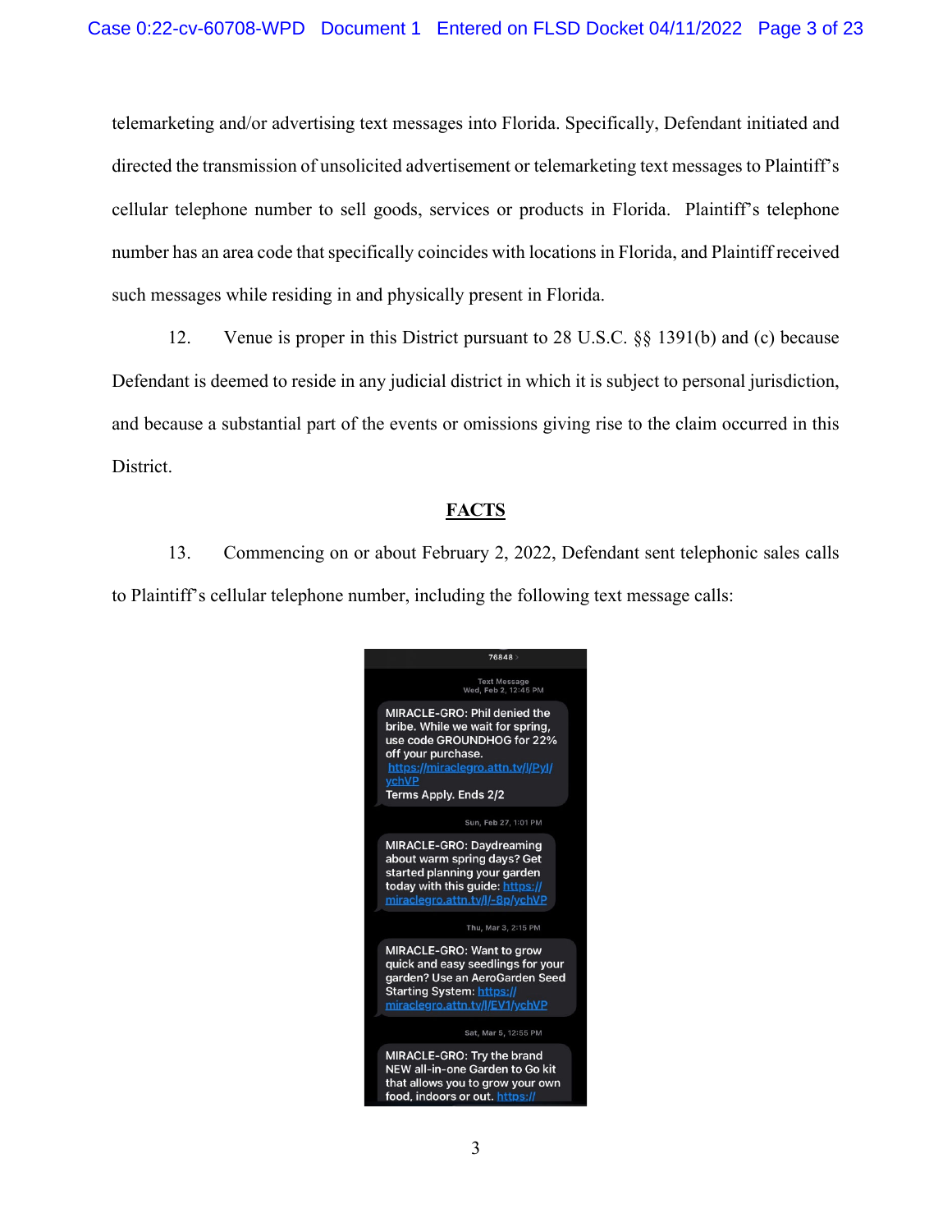telemarketing and/or advertising text messages into Florida. Specifically, Defendant initiated and directed the transmission of unsolicited advertisement or telemarketing text messages to Plaintiff's cellular telephone number to sell goods, services or products in Florida. Plaintiff's telephone number has an area code that specifically coincides with locations in Florida, and Plaintiff received such messages while residing in and physically present in Florida.

12. Venue is proper in this District pursuant to 28 U.S.C. §§ 1391(b) and (c) because Defendant is deemed to reside in any judicial district in which it is subject to personal jurisdiction, and because a substantial part of the events or omissions giving rise to the claim occurred in this District.

## FACTS

13. Commencing on or about February 2, 2022, Defendant sent telephonic sales calls to Plaintiff's cellular telephone number, including the following text message calls:

76848

Text Message
Wed, Feb 2, 12:45 PM

MIRACLE-GRO: Phil denied the bribe. While we wait for spring, use code GROUNDHOG for 22% off your purchase. https://miraclegro.attn.tv/l/PyI/ychVP
Terms Apply. Ends 2/2

Sun, Feb 27, 1:01 PM

MIRACLE-GRO: Daydreaming about warm spring days? Get started planning your garden today with this guide: https://miraclegro.attn.tv/l/-8p/ychVP

Thu, Mar 3, 2:15 PM

MIRACLE-GRO: Want to grow quick and easy seedlings for your garden? Use an AeroGarden Seed Starting System: https://miraclegro.attn.tv/l/EV1/ychVP

Sat, Mar 5, 12:55 PM

MIRACLE-GRO: Try the brand NEW all-in-one Garden to Go kit that allows you to grow your own food, indoors or out. https://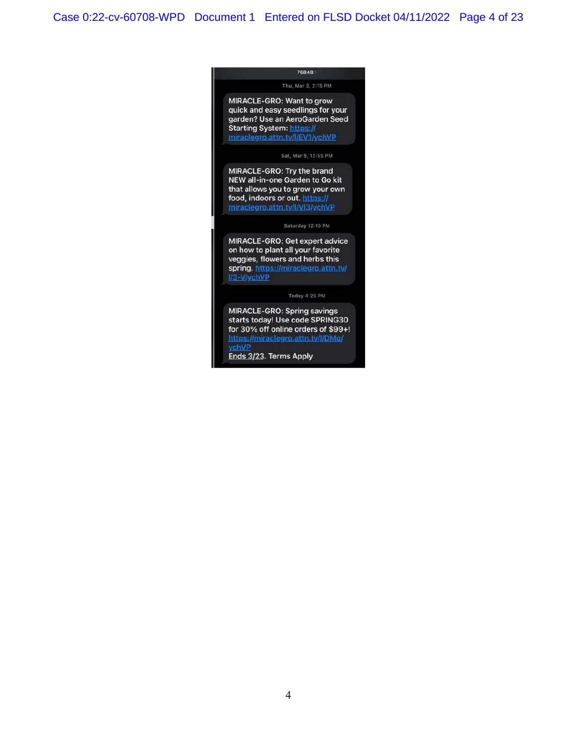76848

Thu, Mar 3, 2:15 PM

MIRACLE-GRO: Want to grow quick and easy seedlings for your garden? Use an AeroGarden Seed Starting System: https://miraclegro.attn.tv/l/EV1/ychVP

Sat, Mar 5, 12:55 PM

MIRACLE-GRO: Try the brand NEW all-in-one Garden to Go kit that allows you to grow your own food, indoors or out. https://miraclegro.attn.tv/l/VI3/ychVP

Saturday 12:10 PM

MIRACLE-GRO: Get expert advice on how to plant all your favorite veggies, flowers and herbs this spring. https://miraclegro.attn.tv/l/3-V/ychVP

Today 4:25 PM

MIRACLE-GRO: Spring savings starts today! Use code SPRING30 for 30% off online orders of $99+! https://miraclegro.attn.tv/l/DMq/ychVP
Ends 3/23. Terms Apply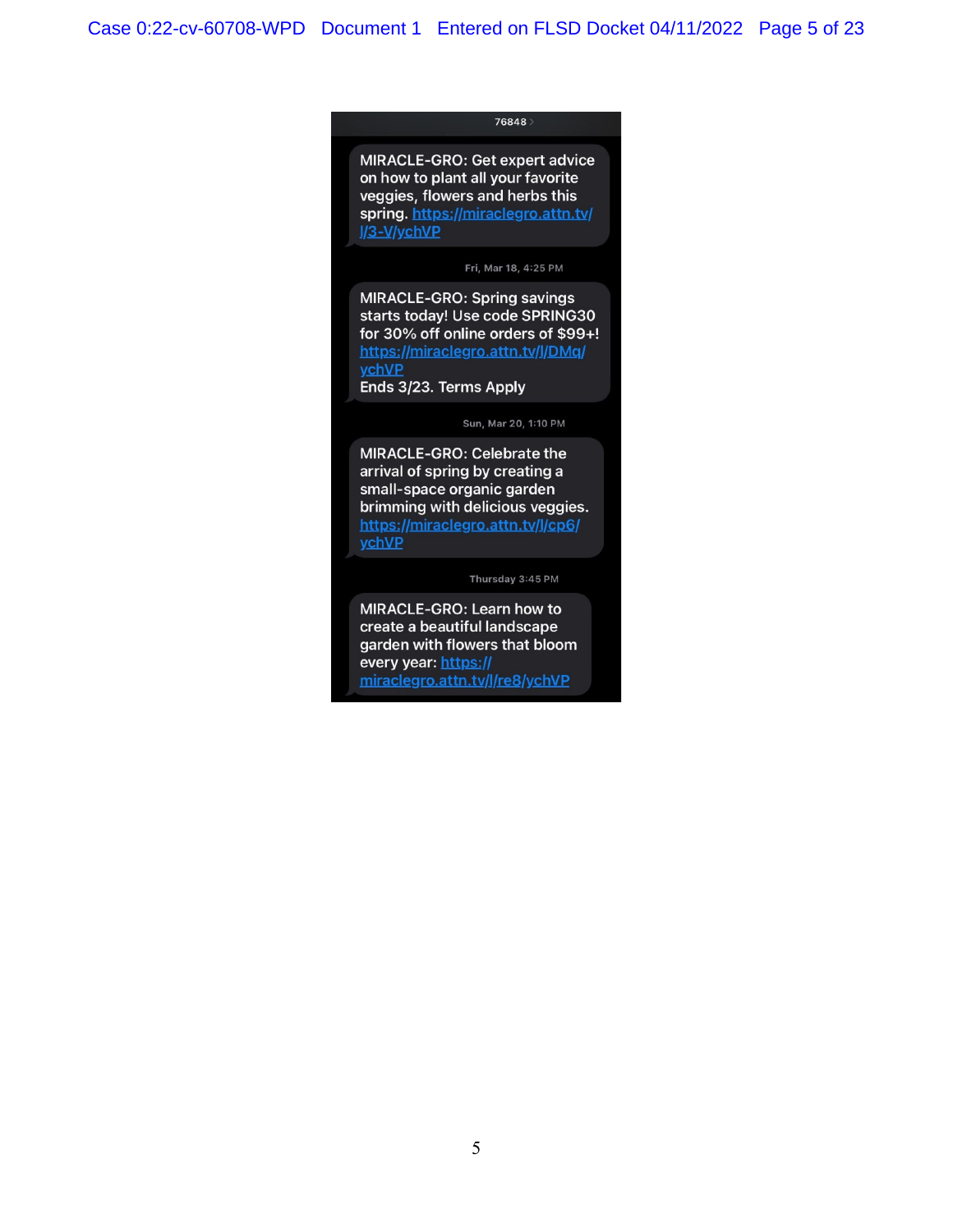76848

MIRACLE-GRO: Get expert advice on how to plant all your favorite veggies, flowers and herbs this spring. https://miraclegro.attn.tv/l/3-V/ychVP

Fri, Mar 18, 4:25 PM

MIRACLE-GRO: Spring savings starts today! Use code SPRING30 for 30% off online orders of $99+! https://miraclegro.attn.tv/l/DMq/ychVP
Ends 3/23. Terms Apply

Sun, Mar 20, 1:10 PM

MIRACLE-GRO: Celebrate the arrival of spring by creating a small-space organic garden brimming with delicious veggies. https://miraclegro.attn.tv/l/cp6/ychVP

Thursday 3:45 PM

MIRACLE-GRO: Learn how to create a beautiful landscape garden with flowers that bloom every year: https://miraclegro.attn.tv/l/re8/ychVP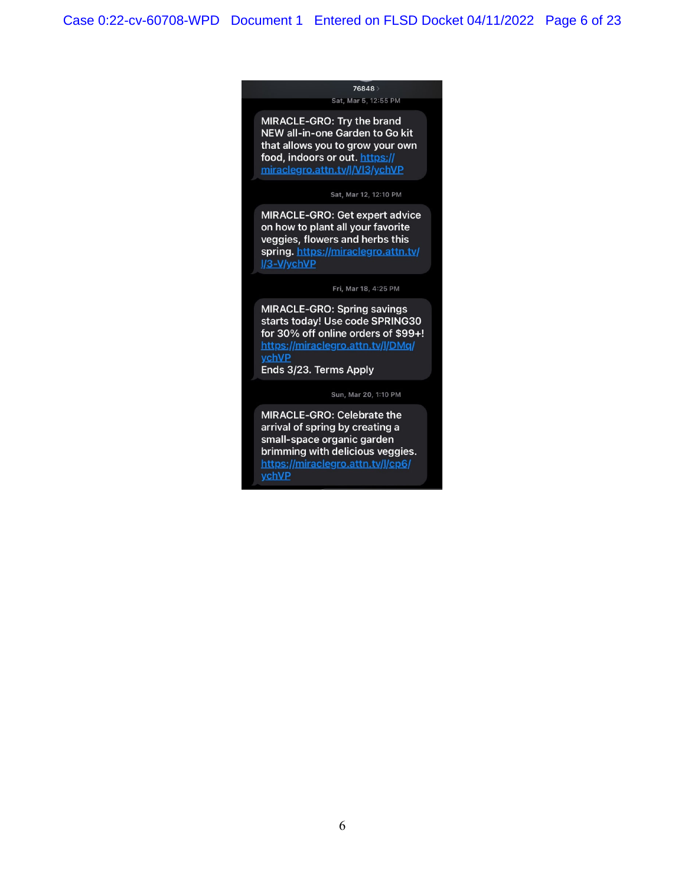76848

Sat, Mar 5, 12:55 PM

MIRACLE-GRO: Try the brand NEW all-in-one Garden to Go kit that allows you to grow your own food, indoors or out. https://miraclegro.attn.tv/l/Vl3/ychVP

Sat, Mar 12, 12:10 PM

MIRACLE-GRO: Get expert advice on how to plant all your favorite veggies, flowers and herbs this spring. https://miraclegro.attn.tv/l/3-V/ychVP

Fri, Mar 18, 4:25 PM

MIRACLE-GRO: Spring savings starts today! Use code SPRING30 for 30% off online orders of $99+! https://miraclegro.attn.tv/l/DMq/ychVP
Ends 3/23. Terms Apply

Sun, Mar 20, 1:10 PM

MIRACLE-GRO: Celebrate the arrival of spring by creating a small-space organic garden brimming with delicious veggies. https://miraclegro.attn.tv/l/cp6/ychVP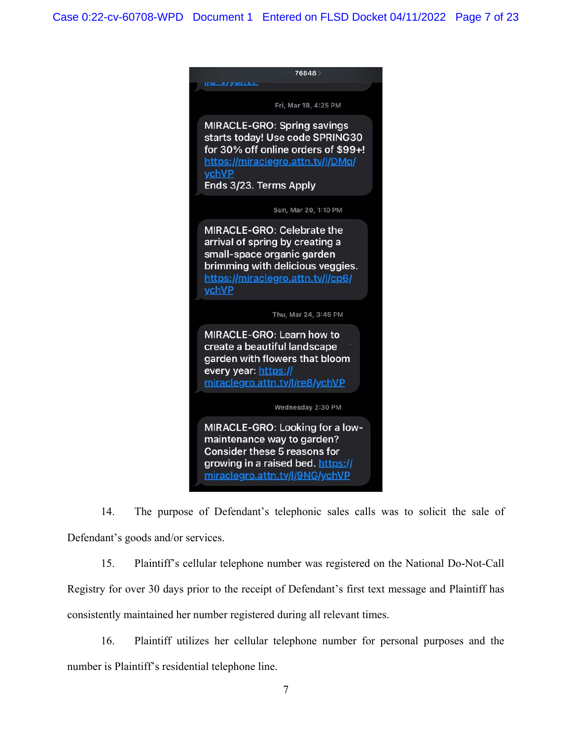76848

Fri, Mar 18, 4:25 PM

MIRACLE-GRO: Spring savings starts today! Use code SPRING30 for 30% off online orders of $99+! https://miraclegro.attn.tv/l/DMq/ychVP
Ends 3/23. Terms Apply

Sun, Mar 20, 1:10 PM

MIRACLE-GRO: Celebrate the arrival of spring by creating a small-space organic garden brimming with delicious veggies. https://miraclegro.attn.tv/l/cp6/ychVP

Thu, Mar 24, 3:45 PM

MIRACLE-GRO: Learn how to create a beautiful landscape garden with flowers that bloom every year: https://miraclegro.attn.tv/l/re8/ychVP

Wednesday 2:30 PM

MIRACLE-GRO: Looking for a low-maintenance way to garden? Consider these 5 reasons for growing in a raised bed. https://miraclegro.attn.tv/l/9NG/ychVP

14. The purpose of Defendant's telephonic sales calls was to solicit the sale of Defendant's goods and/or services.

15. Plaintiff's cellular telephone number was registered on the National Do-Not-Call Registry for over 30 days prior to the receipt of Defendant's first text message and Plaintiff has consistently maintained her number registered during all relevant times.

16. Plaintiff utilizes her cellular telephone number for personal purposes and the number is Plaintiff's residential telephone line.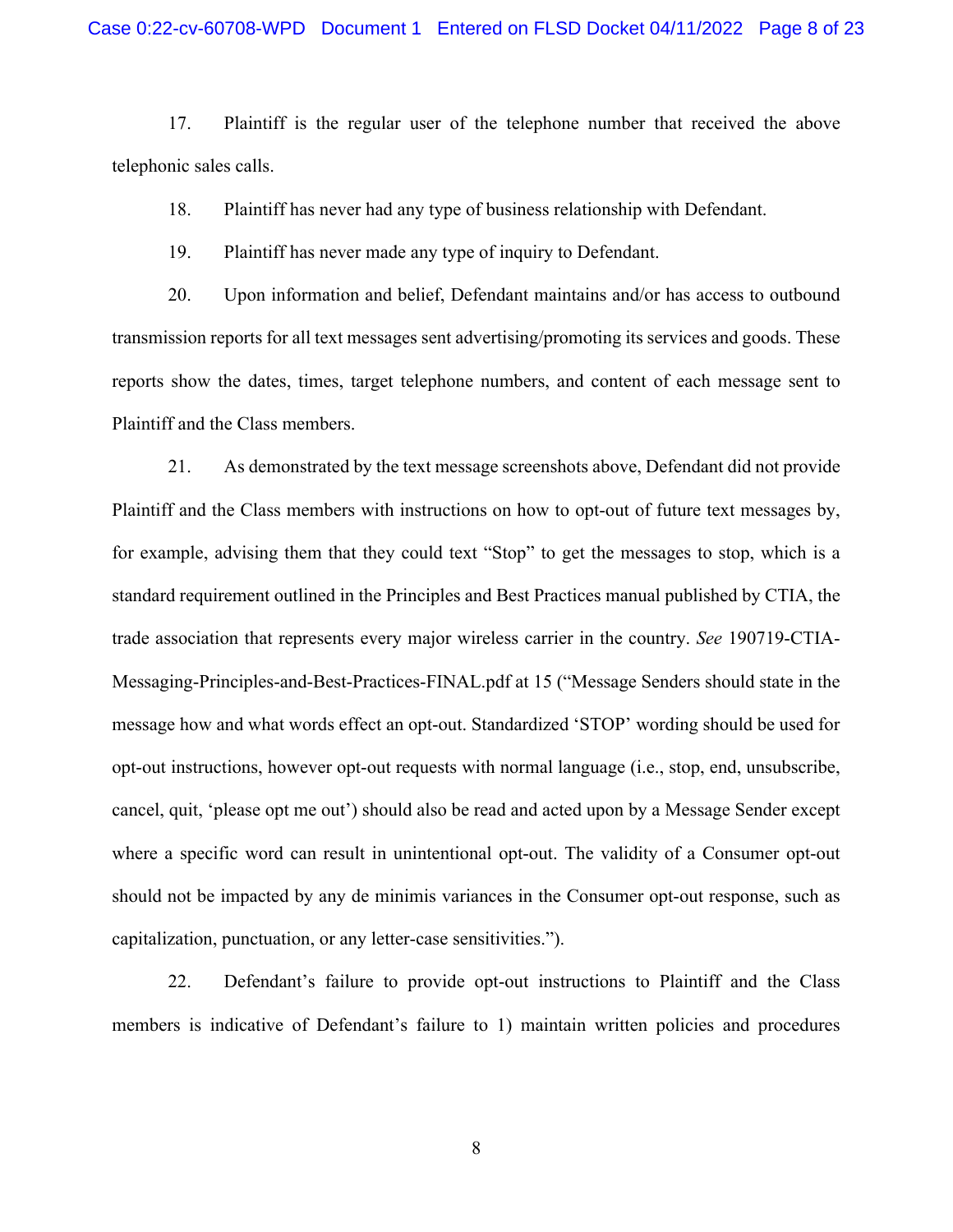17. Plaintiff is the regular user of the telephone number that received the above telephonic sales calls.

18. Plaintiff has never had any type of business relationship with Defendant.

19. Plaintiff has never made any type of inquiry to Defendant.

20. Upon information and belief, Defendant maintains and/or has access to outbound transmission reports for all text messages sent advertising/promoting its services and goods. These reports show the dates, times, target telephone numbers, and content of each message sent to Plaintiff and the Class members.

21. As demonstrated by the text message screenshots above, Defendant did not provide Plaintiff and the Class members with instructions on how to opt-out of future text messages by, for example, advising them that they could text "Stop" to get the messages to stop, which is a standard requirement outlined in the Principles and Best Practices manual published by CTIA, the trade association that represents every major wireless carrier in the country. *See* 190719-CTIA-Messaging-Principles-and-Best-Practices-FINAL.pdf at 15 ("Message Senders should state in the message how and what words effect an opt-out. Standardized 'STOP' wording should be used for opt-out instructions, however opt-out requests with normal language (i.e., stop, end, unsubscribe, cancel, quit, 'please opt me out') should also be read and acted upon by a Message Sender except where a specific word can result in unintentional opt-out. The validity of a Consumer opt-out should not be impacted by any de minimis variances in the Consumer opt-out response, such as capitalization, punctuation, or any letter-case sensitivities.").

22. Defendant's failure to provide opt-out instructions to Plaintiff and the Class members is indicative of Defendant's failure to 1) maintain written policies and procedures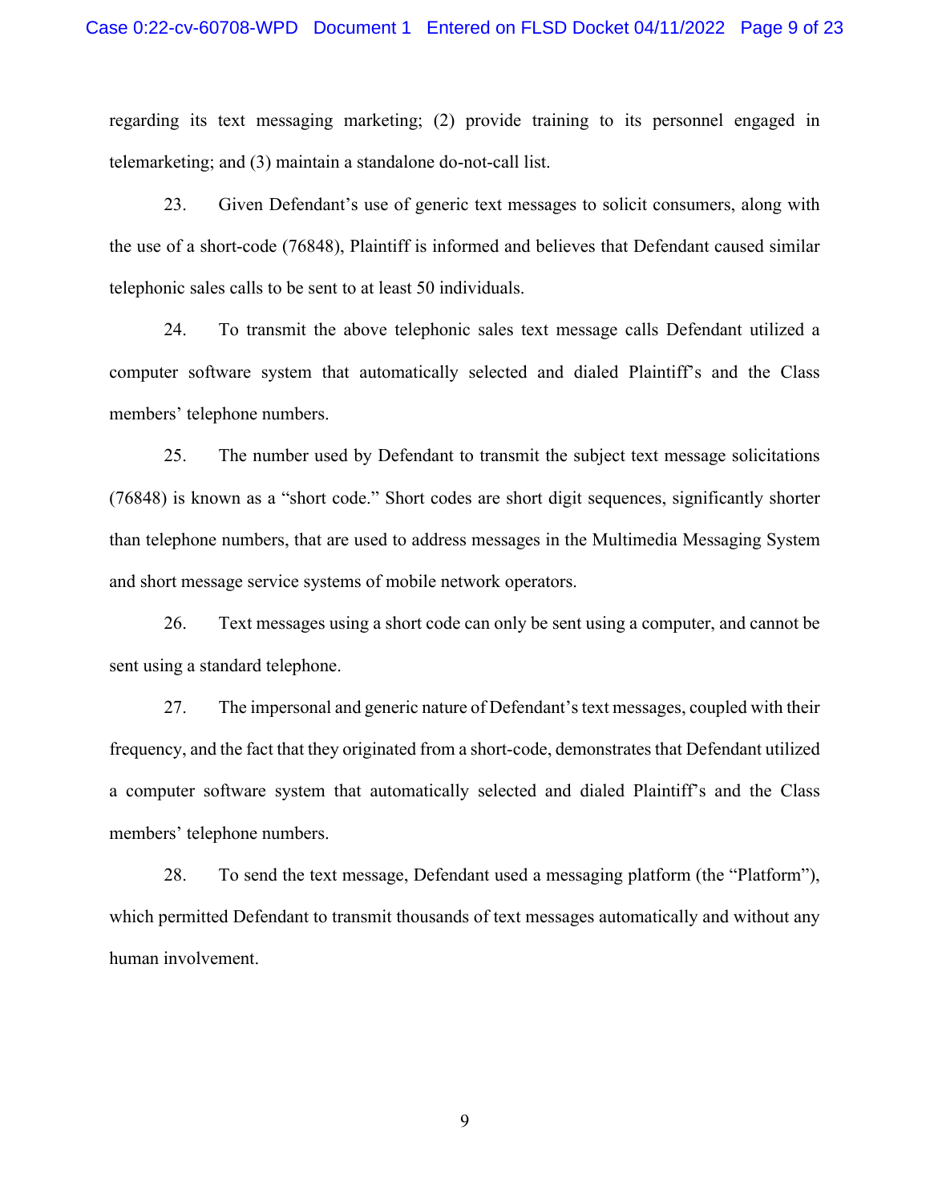regarding its text messaging marketing; (2) provide training to its personnel engaged in telemarketing; and (3) maintain a standalone do-not-call list.

23. Given Defendant's use of generic text messages to solicit consumers, along with the use of a short-code (76848), Plaintiff is informed and believes that Defendant caused similar telephonic sales calls to be sent to at least 50 individuals.

24. To transmit the above telephonic sales text message calls Defendant utilized a computer software system that automatically selected and dialed Plaintiff's and the Class members' telephone numbers.

25. The number used by Defendant to transmit the subject text message solicitations (76848) is known as a "short code." Short codes are short digit sequences, significantly shorter than telephone numbers, that are used to address messages in the Multimedia Messaging System and short message service systems of mobile network operators.

26. Text messages using a short code can only be sent using a computer, and cannot be sent using a standard telephone.

27. The impersonal and generic nature of Defendant's text messages, coupled with their frequency, and the fact that they originated from a short-code, demonstrates that Defendant utilized a computer software system that automatically selected and dialed Plaintiff's and the Class members' telephone numbers.

28. To send the text message, Defendant used a messaging platform (the "Platform"), which permitted Defendant to transmit thousands of text messages automatically and without any human involvement.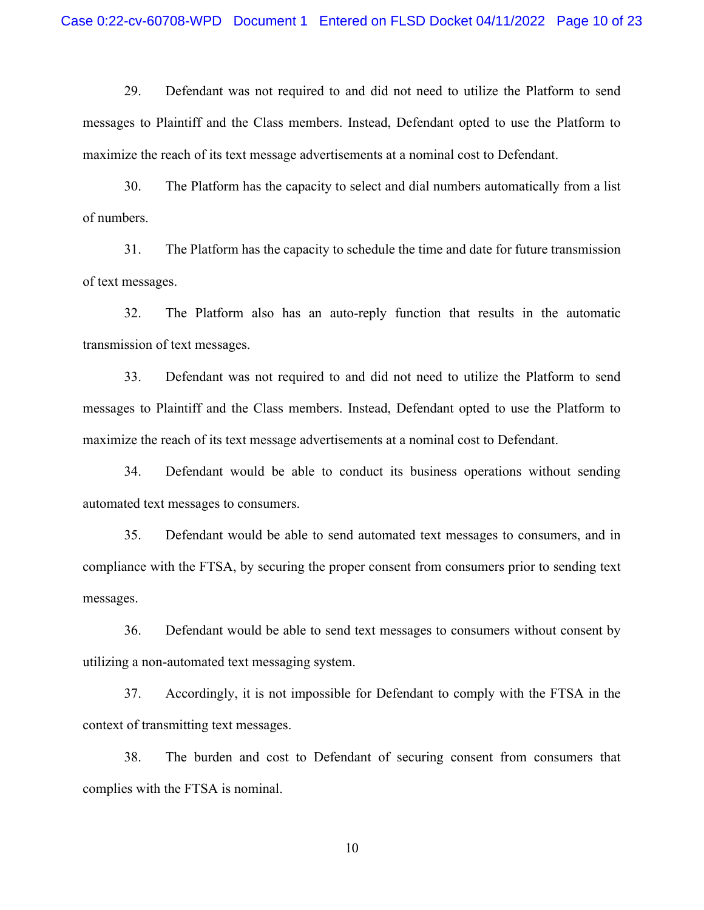29. Defendant was not required to and did not need to utilize the Platform to send messages to Plaintiff and the Class members. Instead, Defendant opted to use the Platform to maximize the reach of its text message advertisements at a nominal cost to Defendant.

30. The Platform has the capacity to select and dial numbers automatically from a list of numbers.

31. The Platform has the capacity to schedule the time and date for future transmission of text messages.

32. The Platform also has an auto-reply function that results in the automatic transmission of text messages.

33. Defendant was not required to and did not need to utilize the Platform to send messages to Plaintiff and the Class members. Instead, Defendant opted to use the Platform to maximize the reach of its text message advertisements at a nominal cost to Defendant.

34. Defendant would be able to conduct its business operations without sending automated text messages to consumers.

35. Defendant would be able to send automated text messages to consumers, and in compliance with the FTSA, by securing the proper consent from consumers prior to sending text messages.

36. Defendant would be able to send text messages to consumers without consent by utilizing a non-automated text messaging system.

37. Accordingly, it is not impossible for Defendant to comply with the FTSA in the context of transmitting text messages.

38. The burden and cost to Defendant of securing consent from consumers that complies with the FTSA is nominal.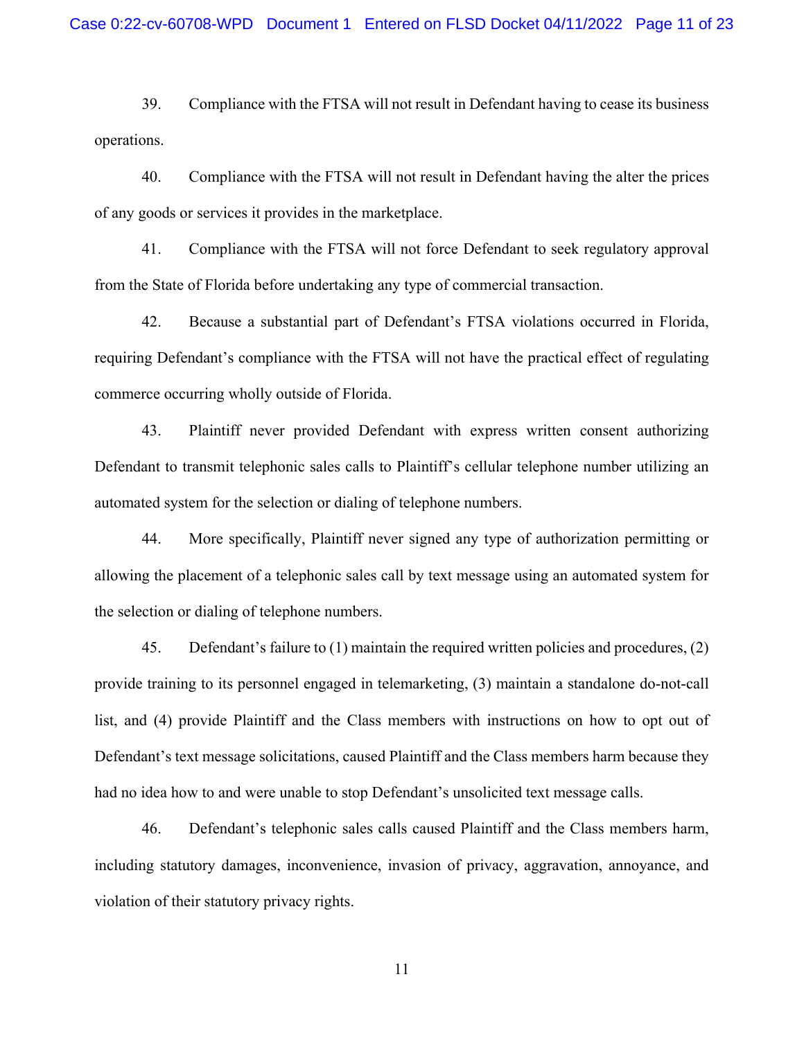39. Compliance with the FTSA will not result in Defendant having to cease its business operations.

40. Compliance with the FTSA will not result in Defendant having the alter the prices of any goods or services it provides in the marketplace.

41. Compliance with the FTSA will not force Defendant to seek regulatory approval from the State of Florida before undertaking any type of commercial transaction.

42. Because a substantial part of Defendant's FTSA violations occurred in Florida, requiring Defendant's compliance with the FTSA will not have the practical effect of regulating commerce occurring wholly outside of Florida.

43. Plaintiff never provided Defendant with express written consent authorizing Defendant to transmit telephonic sales calls to Plaintiff's cellular telephone number utilizing an automated system for the selection or dialing of telephone numbers.

44. More specifically, Plaintiff never signed any type of authorization permitting or allowing the placement of a telephonic sales call by text message using an automated system for the selection or dialing of telephone numbers.

45. Defendant's failure to (1) maintain the required written policies and procedures, (2) provide training to its personnel engaged in telemarketing, (3) maintain a standalone do-not-call list, and (4) provide Plaintiff and the Class members with instructions on how to opt out of Defendant's text message solicitations, caused Plaintiff and the Class members harm because they had no idea how to and were unable to stop Defendant's unsolicited text message calls.

46. Defendant's telephonic sales calls caused Plaintiff and the Class members harm, including statutory damages, inconvenience, invasion of privacy, aggravation, annoyance, and violation of their statutory privacy rights.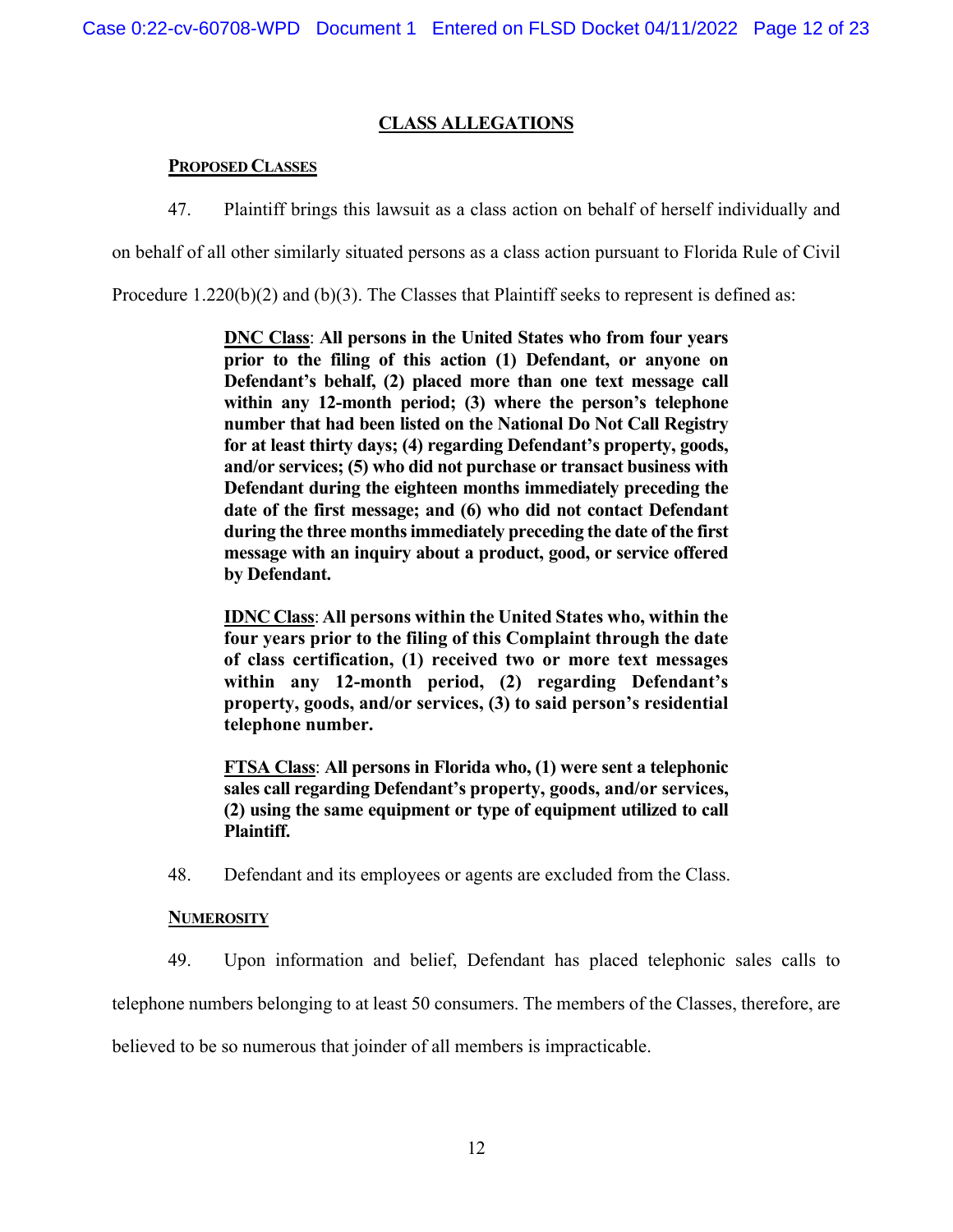## CLASS ALLEGATIONS

### PROPOSED CLASSES

47. Plaintiff brings this lawsuit as a class action on behalf of herself individually and on behalf of all other similarly situated persons as a class action pursuant to Florida Rule of Civil Procedure 1.220(b)(2) and (b)(3). The Classes that Plaintiff seeks to represent is defined as:

> **<u>DNC Class</u>: All persons in the United States who from four years prior to the filing of this action (1) Defendant, or anyone on Defendant's behalf, (2) placed more than one text message call within any 12-month period; (3) where the person's telephone number that had been listed on the National Do Not Call Registry for at least thirty days; (4) regarding Defendant's property, goods, and/or services; (5) who did not purchase or transact business with Defendant during the eighteen months immediately preceding the date of the first message; and (6) who did not contact Defendant during the three months immediately preceding the date of the first message with an inquiry about a product, good, or service offered by Defendant.**
>
> **<u>IDNC Class</u>: All persons within the United States who, within the four years prior to the filing of this Complaint through the date of class certification, (1) received two or more text messages within any 12-month period, (2) regarding Defendant's property, goods, and/or services, (3) to said person's residential telephone number.**
>
> **<u>FTSA Class</u>: All persons in Florida who, (1) were sent a telephonic sales call regarding Defendant's property, goods, and/or services, (2) using the same equipment or type of equipment utilized to call Plaintiff.**

48. Defendant and its employees or agents are excluded from the Class.

### NUMEROSITY

49. Upon information and belief, Defendant has placed telephonic sales calls to telephone numbers belonging to at least 50 consumers. The members of the Classes, therefore, are believed to be so numerous that joinder of all members is impracticable.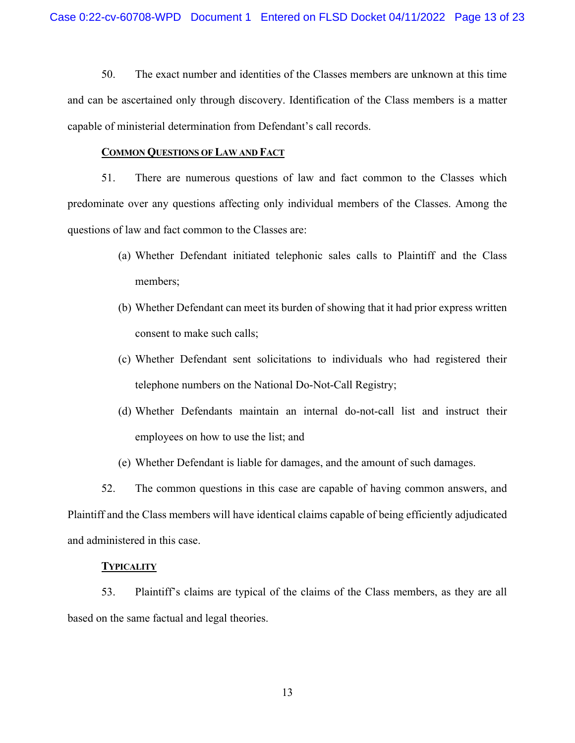50. The exact number and identities of the Classes members are unknown at this time and can be ascertained only through discovery. Identification of the Class members is a matter capable of ministerial determination from Defendant's call records.

**COMMON QUESTIONS OF LAW AND FACT**

51. There are numerous questions of law and fact common to the Classes which predominate over any questions affecting only individual members of the Classes. Among the questions of law and fact common to the Classes are:

(a) Whether Defendant initiated telephonic sales calls to Plaintiff and the Class members;

(b) Whether Defendant can meet its burden of showing that it had prior express written consent to make such calls;

(c) Whether Defendant sent solicitations to individuals who had registered their telephone numbers on the National Do-Not-Call Registry;

(d) Whether Defendants maintain an internal do-not-call list and instruct their employees on how to use the list; and

(e) Whether Defendant is liable for damages, and the amount of such damages.

52. The common questions in this case are capable of having common answers, and Plaintiff and the Class members will have identical claims capable of being efficiently adjudicated and administered in this case.

**TYPICALITY**

53. Plaintiff's claims are typical of the claims of the Class members, as they are all based on the same factual and legal theories.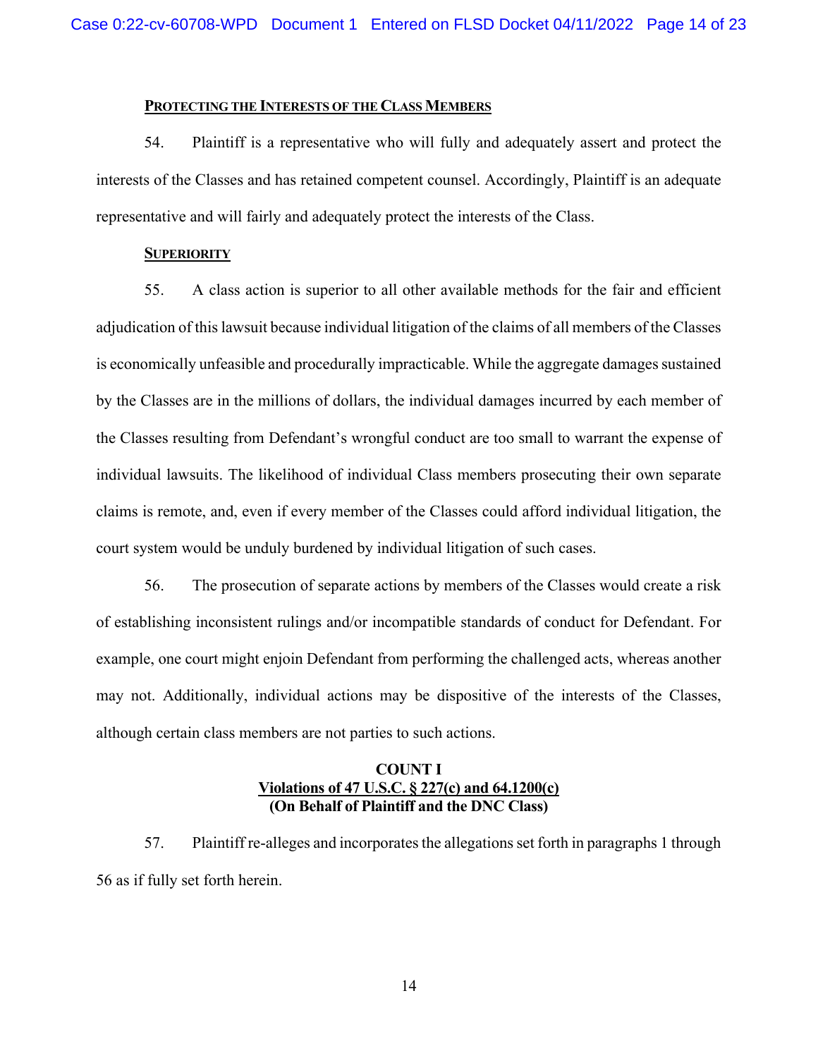**<u>Protecting the Interests of the Class Members</u>**

54. Plaintiff is a representative who will fully and adequately assert and protect the interests of the Classes and has retained competent counsel. Accordingly, Plaintiff is an adequate representative and will fairly and adequately protect the interests of the Class.

**<u>Superiority</u>**

55. A class action is superior to all other available methods for the fair and efficient adjudication of this lawsuit because individual litigation of the claims of all members of the Classes is economically unfeasible and procedurally impracticable. While the aggregate damages sustained by the Classes are in the millions of dollars, the individual damages incurred by each member of the Classes resulting from Defendant's wrongful conduct are too small to warrant the expense of individual lawsuits. The likelihood of individual Class members prosecuting their own separate claims is remote, and, even if every member of the Classes could afford individual litigation, the court system would be unduly burdened by individual litigation of such cases.

56. The prosecution of separate actions by members of the Classes would create a risk of establishing inconsistent rulings and/or incompatible standards of conduct for Defendant. For example, one court might enjoin Defendant from performing the challenged acts, whereas another may not. Additionally, individual actions may be dispositive of the interests of the Classes, although certain class members are not parties to such actions.

**COUNT I**
**<u>Violations of 47 U.S.C. § 227(c) and 64.1200(c)</u>**
**(On Behalf of Plaintiff and the DNC Class)**

57. Plaintiff re-alleges and incorporates the allegations set forth in paragraphs 1 through 56 as if fully set forth herein.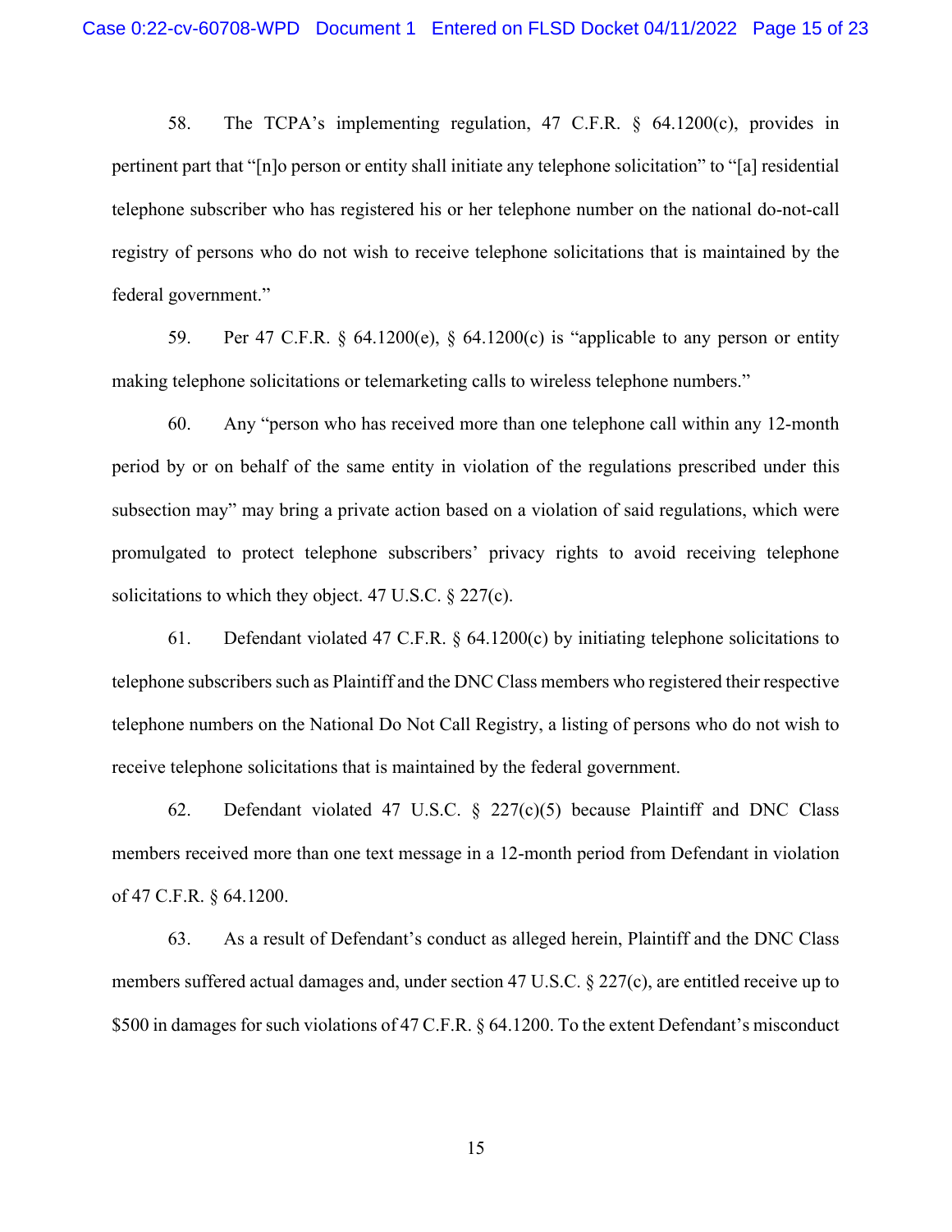58. The TCPA's implementing regulation, 47 C.F.R. § 64.1200(c), provides in pertinent part that "[n]o person or entity shall initiate any telephone solicitation" to "[a] residential telephone subscriber who has registered his or her telephone number on the national do-not-call registry of persons who do not wish to receive telephone solicitations that is maintained by the federal government."

59. Per 47 C.F.R. § 64.1200(e), § 64.1200(c) is "applicable to any person or entity making telephone solicitations or telemarketing calls to wireless telephone numbers."

60. Any "person who has received more than one telephone call within any 12-month period by or on behalf of the same entity in violation of the regulations prescribed under this subsection may" may bring a private action based on a violation of said regulations, which were promulgated to protect telephone subscribers' privacy rights to avoid receiving telephone solicitations to which they object. 47 U.S.C. § 227(c).

61. Defendant violated 47 C.F.R. § 64.1200(c) by initiating telephone solicitations to telephone subscribers such as Plaintiff and the DNC Class members who registered their respective telephone numbers on the National Do Not Call Registry, a listing of persons who do not wish to receive telephone solicitations that is maintained by the federal government.

62. Defendant violated 47 U.S.C. § 227(c)(5) because Plaintiff and DNC Class members received more than one text message in a 12-month period from Defendant in violation of 47 C.F.R. § 64.1200.

63. As a result of Defendant's conduct as alleged herein, Plaintiff and the DNC Class members suffered actual damages and, under section 47 U.S.C. § 227(c), are entitled receive up to $500 in damages for such violations of 47 C.F.R. § 64.1200. To the extent Defendant's misconduct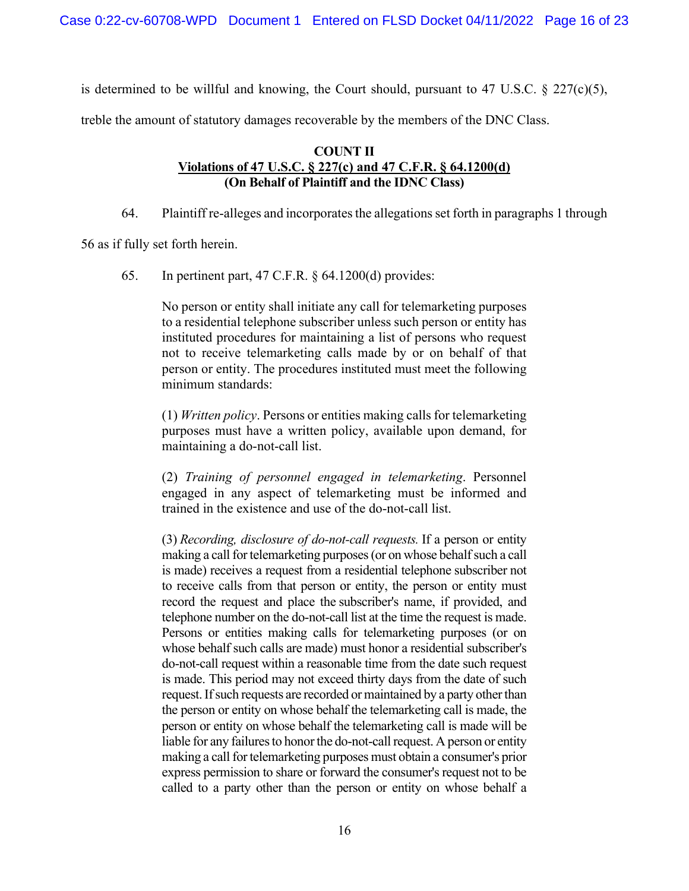is determined to be willful and knowing, the Court should, pursuant to 47 U.S.C. § 227(c)(5), treble the amount of statutory damages recoverable by the members of the DNC Class.

**COUNT II**
**<u>Violations of 47 U.S.C. § 227(c) and 47 C.F.R. § 64.1200(d)</u>**
**(On Behalf of Plaintiff and the IDNC Class)**

64. Plaintiff re-alleges and incorporates the allegations set forth in paragraphs 1 through 56 as if fully set forth herein.

65. In pertinent part, 47 C.F.R. § 64.1200(d) provides:

> No person or entity shall initiate any call for telemarketing purposes to a residential telephone subscriber unless such person or entity has instituted procedures for maintaining a list of persons who request not to receive telemarketing calls made by or on behalf of that person or entity. The procedures instituted must meet the following minimum standards:
>
> (1) *Written policy*. Persons or entities making calls for telemarketing purposes must have a written policy, available upon demand, for maintaining a do-not-call list.
>
> (2) *Training of personnel engaged in telemarketing*. Personnel engaged in any aspect of telemarketing must be informed and trained in the existence and use of the do-not-call list.
>
> (3) *Recording, disclosure of do-not-call requests.* If a person or entity making a call for telemarketing purposes (or on whose behalf such a call is made) receives a request from a residential telephone subscriber not to receive calls from that person or entity, the person or entity must record the request and place the subscriber's name, if provided, and telephone number on the do-not-call list at the time the request is made. Persons or entities making calls for telemarketing purposes (or on whose behalf such calls are made) must honor a residential subscriber's do-not-call request within a reasonable time from the date such request is made. This period may not exceed thirty days from the date of such request. If such requests are recorded or maintained by a party other than the person or entity on whose behalf the telemarketing call is made, the person or entity on whose behalf the telemarketing call is made will be liable for any failures to honor the do-not-call request. A person or entity making a call for telemarketing purposes must obtain a consumer's prior express permission to share or forward the consumer's request not to be called to a party other than the person or entity on whose behalf a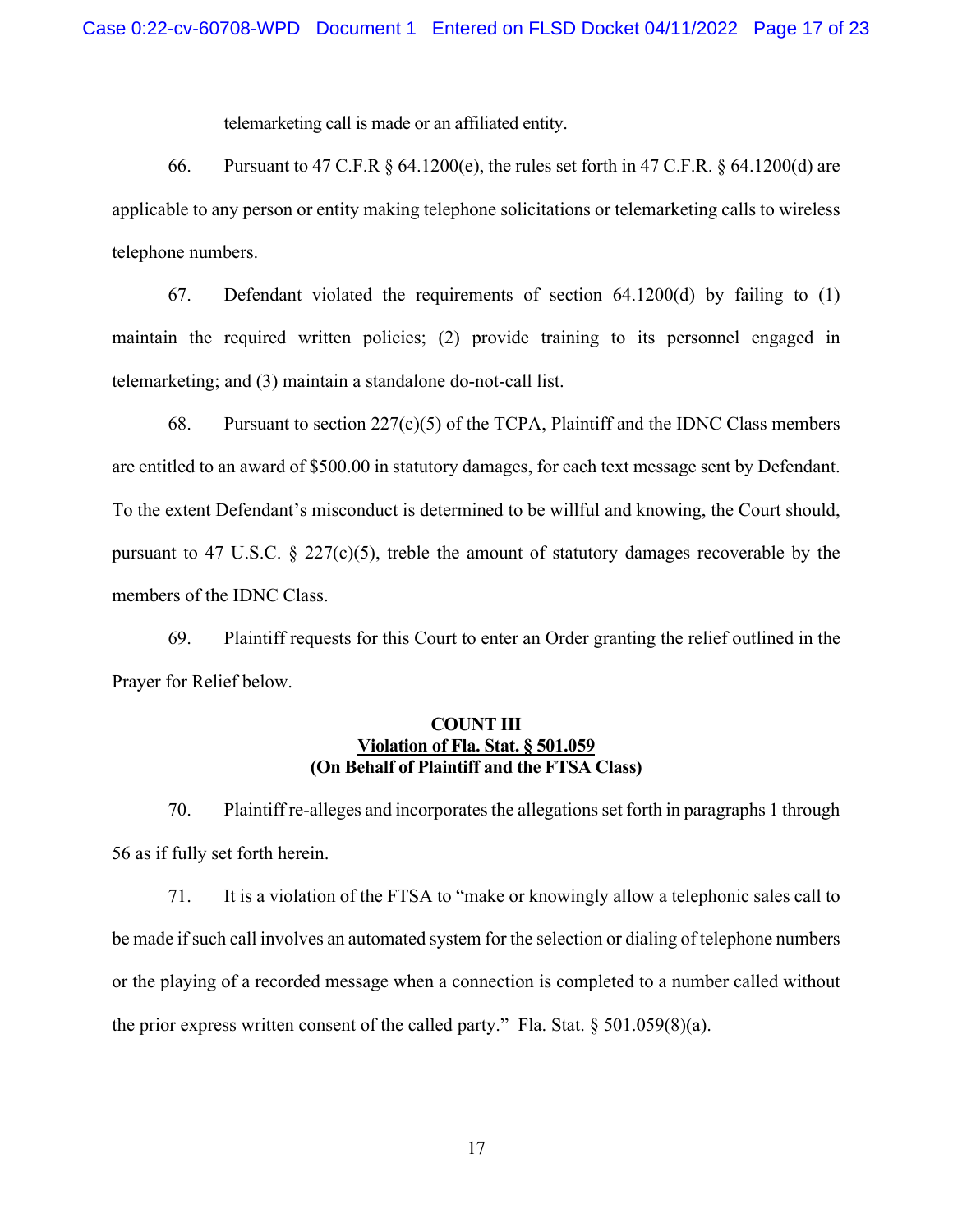telemarketing call is made or an affiliated entity.

66. Pursuant to 47 C.F.R § 64.1200(e), the rules set forth in 47 C.F.R. § 64.1200(d) are applicable to any person or entity making telephone solicitations or telemarketing calls to wireless telephone numbers.

67. Defendant violated the requirements of section 64.1200(d) by failing to (1) maintain the required written policies; (2) provide training to its personnel engaged in telemarketing; and (3) maintain a standalone do-not-call list.

68. Pursuant to section 227(c)(5) of the TCPA, Plaintiff and the IDNC Class members are entitled to an award of $500.00 in statutory damages, for each text message sent by Defendant. To the extent Defendant's misconduct is determined to be willful and knowing, the Court should, pursuant to 47 U.S.C. § 227(c)(5), treble the amount of statutory damages recoverable by the members of the IDNC Class.

69. Plaintiff requests for this Court to enter an Order granting the relief outlined in the Prayer for Relief below.

**COUNT III**
**Violation of Fla. Stat. § 501.059**
**(On Behalf of Plaintiff and the FTSA Class)**

70. Plaintiff re-alleges and incorporates the allegations set forth in paragraphs 1 through 56 as if fully set forth herein.

71. It is a violation of the FTSA to "make or knowingly allow a telephonic sales call to be made if such call involves an automated system for the selection or dialing of telephone numbers or the playing of a recorded message when a connection is completed to a number called without the prior express written consent of the called party." Fla. Stat. § 501.059(8)(a).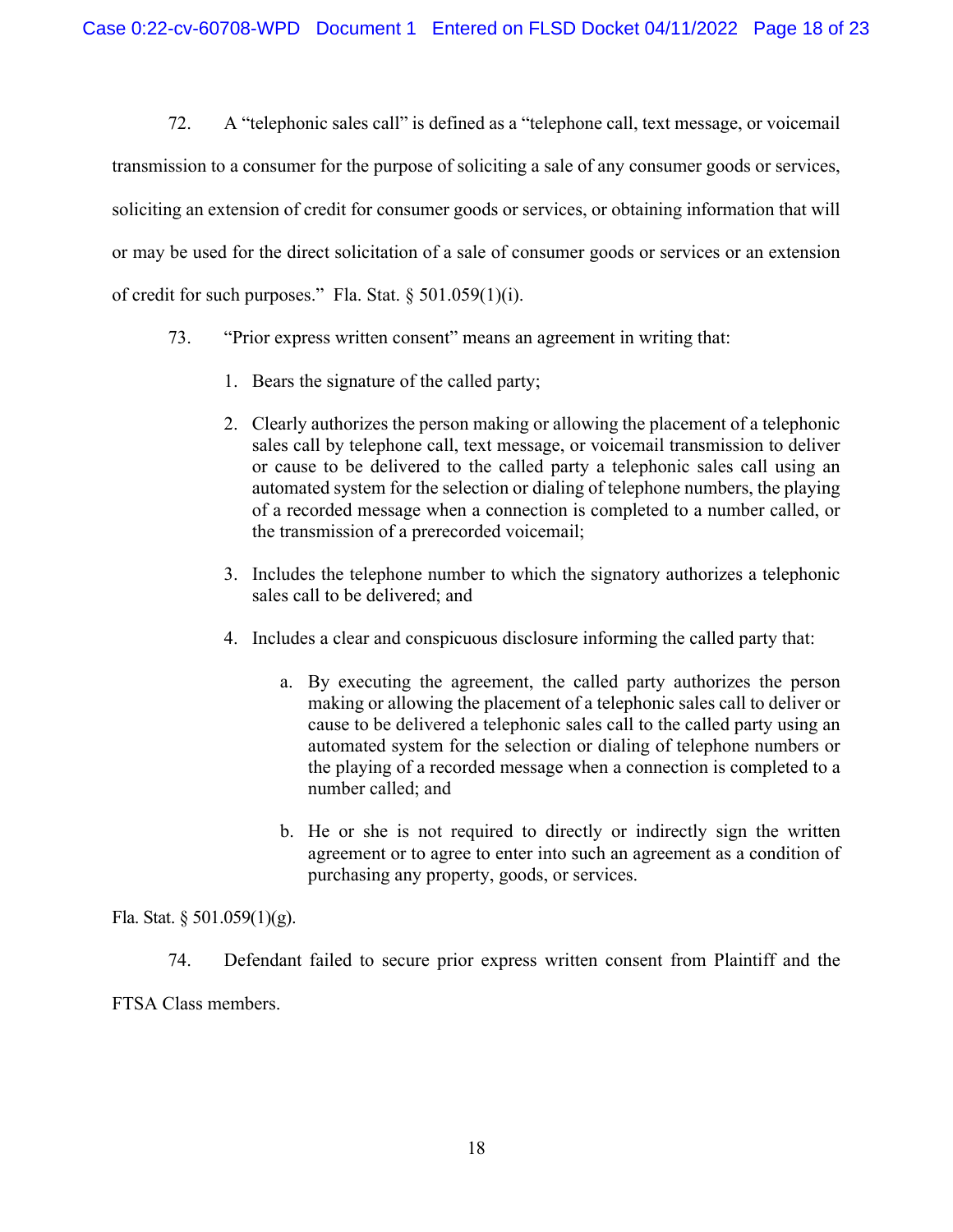72. A "telephonic sales call" is defined as a "telephone call, text message, or voicemail transmission to a consumer for the purpose of soliciting a sale of any consumer goods or services, soliciting an extension of credit for consumer goods or services, or obtaining information that will or may be used for the direct solicitation of a sale of consumer goods or services or an extension of credit for such purposes." Fla. Stat. § 501.059(1)(i).

73. "Prior express written consent" means an agreement in writing that:

1. Bears the signature of the called party;
2. Clearly authorizes the person making or allowing the placement of a telephonic sales call by telephone call, text message, or voicemail transmission to deliver or cause to be delivered to the called party a telephonic sales call using an automated system for the selection or dialing of telephone numbers, the playing of a recorded message when a connection is completed to a number called, or the transmission of a prerecorded voicemail;
3. Includes the telephone number to which the signatory authorizes a telephonic sales call to be delivered; and
4. Includes a clear and conspicuous disclosure informing the called party that:
    a. By executing the agreement, the called party authorizes the person making or allowing the placement of a telephonic sales call to deliver or cause to be delivered a telephonic sales call to the called party using an automated system for the selection or dialing of telephone numbers or the playing of a recorded message when a connection is completed to a number called; and
    b. He or she is not required to directly or indirectly sign the written agreement or to agree to enter into such an agreement as a condition of purchasing any property, goods, or services.

Fla. Stat. § 501.059(1)(g).

74. Defendant failed to secure prior express written consent from Plaintiff and the FTSA Class members.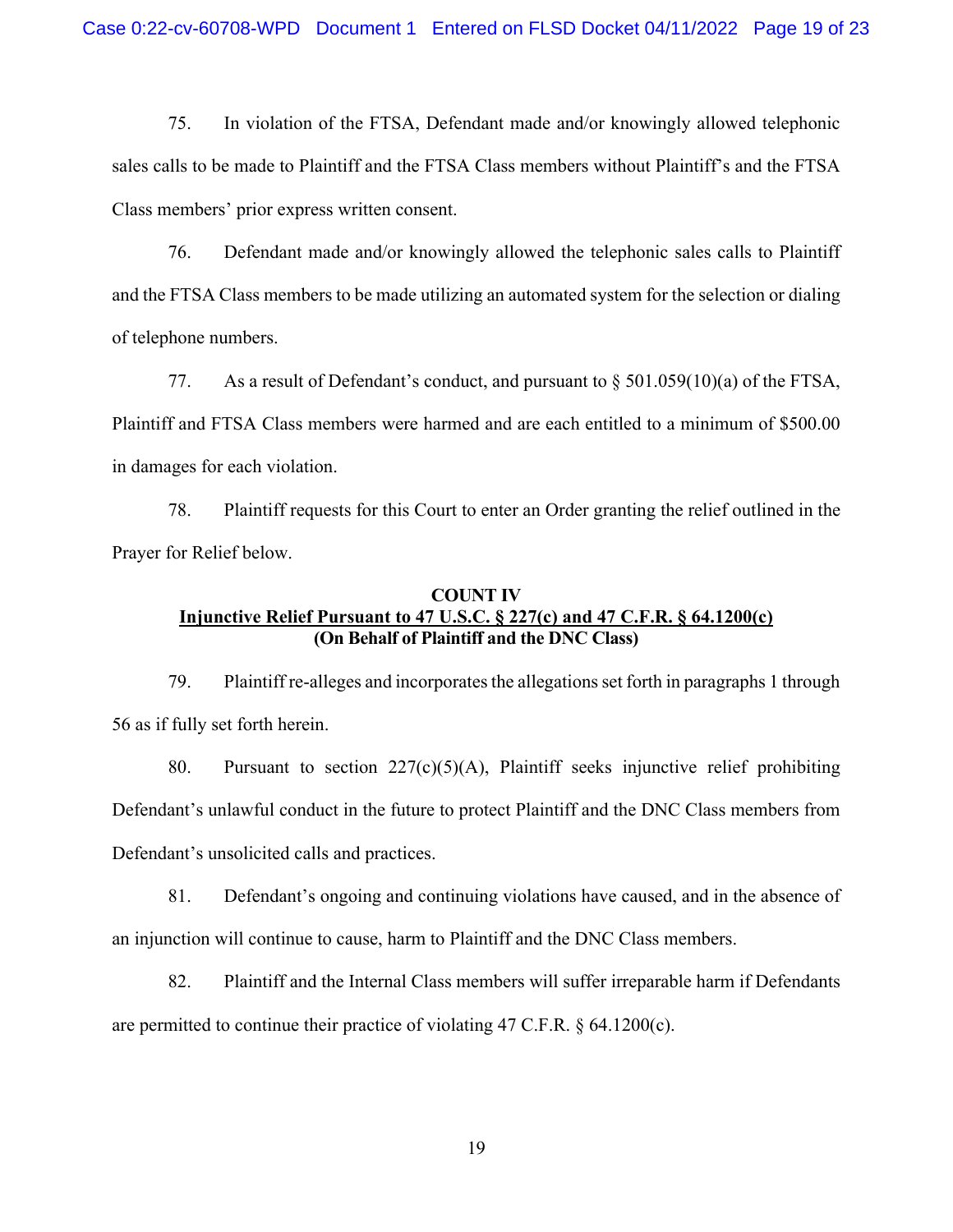75. In violation of the FTSA, Defendant made and/or knowingly allowed telephonic sales calls to be made to Plaintiff and the FTSA Class members without Plaintiff's and the FTSA Class members' prior express written consent.

76. Defendant made and/or knowingly allowed the telephonic sales calls to Plaintiff and the FTSA Class members to be made utilizing an automated system for the selection or dialing of telephone numbers.

77. As a result of Defendant's conduct, and pursuant to § 501.059(10)(a) of the FTSA, Plaintiff and FTSA Class members were harmed and are each entitled to a minimum of $500.00 in damages for each violation.

78. Plaintiff requests for this Court to enter an Order granting the relief outlined in the Prayer for Relief below.

**COUNT IV**
**<u>Injunctive Relief Pursuant to 47 U.S.C. § 227(c) and 47 C.F.R. § 64.1200(c)</u>**
**(On Behalf of Plaintiff and the DNC Class)**

79. Plaintiff re-alleges and incorporates the allegations set forth in paragraphs 1 through 56 as if fully set forth herein.

80. Pursuant to section 227(c)(5)(A), Plaintiff seeks injunctive relief prohibiting Defendant's unlawful conduct in the future to protect Plaintiff and the DNC Class members from Defendant's unsolicited calls and practices.

81. Defendant's ongoing and continuing violations have caused, and in the absence of an injunction will continue to cause, harm to Plaintiff and the DNC Class members.

82. Plaintiff and the Internal Class members will suffer irreparable harm if Defendants are permitted to continue their practice of violating 47 C.F.R. § 64.1200(c).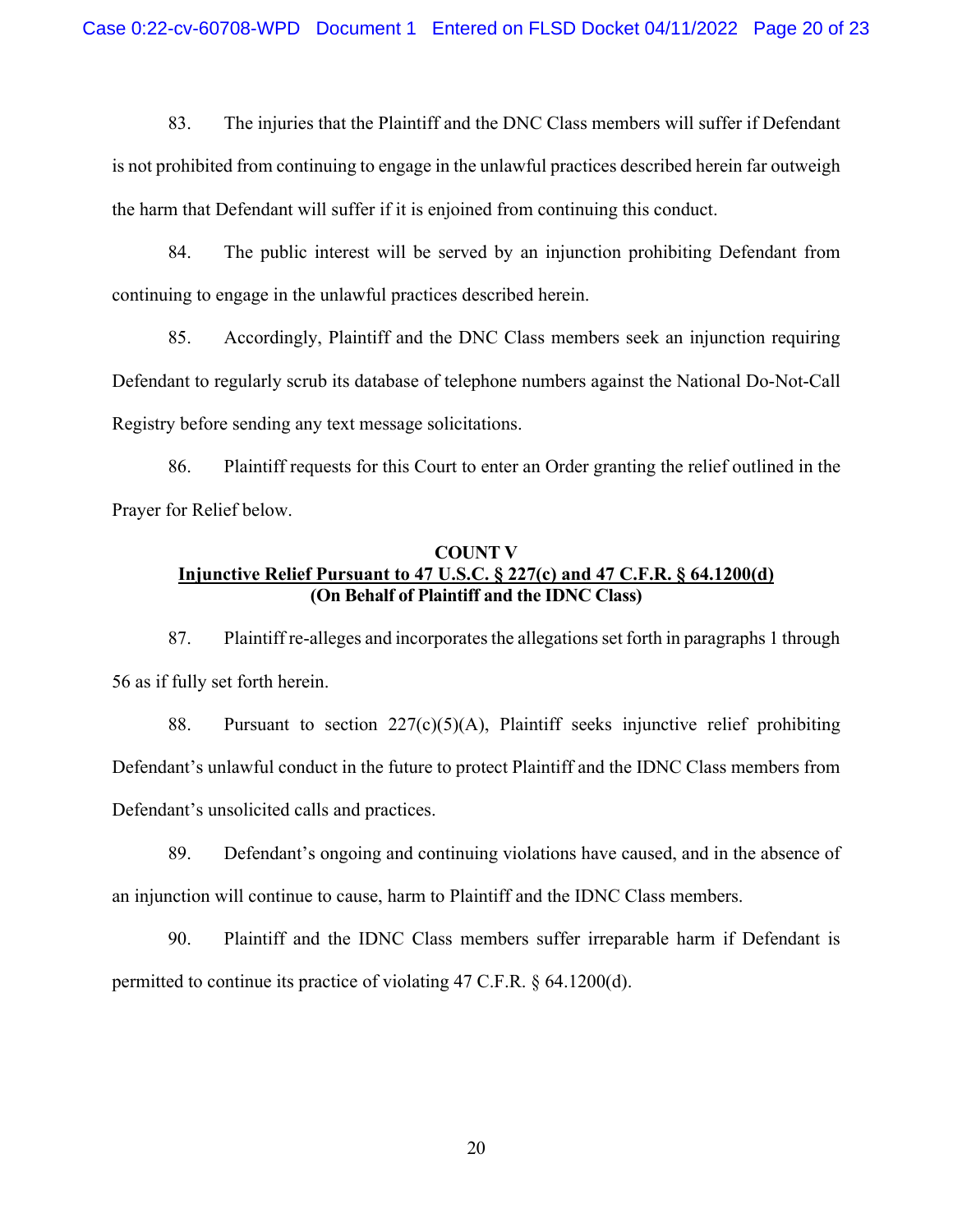83. The injuries that the Plaintiff and the DNC Class members will suffer if Defendant is not prohibited from continuing to engage in the unlawful practices described herein far outweigh the harm that Defendant will suffer if it is enjoined from continuing this conduct.

84. The public interest will be served by an injunction prohibiting Defendant from continuing to engage in the unlawful practices described herein.

85. Accordingly, Plaintiff and the DNC Class members seek an injunction requiring Defendant to regularly scrub its database of telephone numbers against the National Do-Not-Call Registry before sending any text message solicitations.

86. Plaintiff requests for this Court to enter an Order granting the relief outlined in the Prayer for Relief below.

**COUNT V**
**Injunctive Relief Pursuant to 47 U.S.C. § 227(c) and 47 C.F.R. § 64.1200(d)**
**(On Behalf of Plaintiff and the IDNC Class)**

87. Plaintiff re-alleges and incorporates the allegations set forth in paragraphs 1 through 56 as if fully set forth herein.

88. Pursuant to section 227(c)(5)(A), Plaintiff seeks injunctive relief prohibiting Defendant's unlawful conduct in the future to protect Plaintiff and the IDNC Class members from Defendant's unsolicited calls and practices.

89. Defendant's ongoing and continuing violations have caused, and in the absence of an injunction will continue to cause, harm to Plaintiff and the IDNC Class members.

90. Plaintiff and the IDNC Class members suffer irreparable harm if Defendant is permitted to continue its practice of violating 47 C.F.R. § 64.1200(d).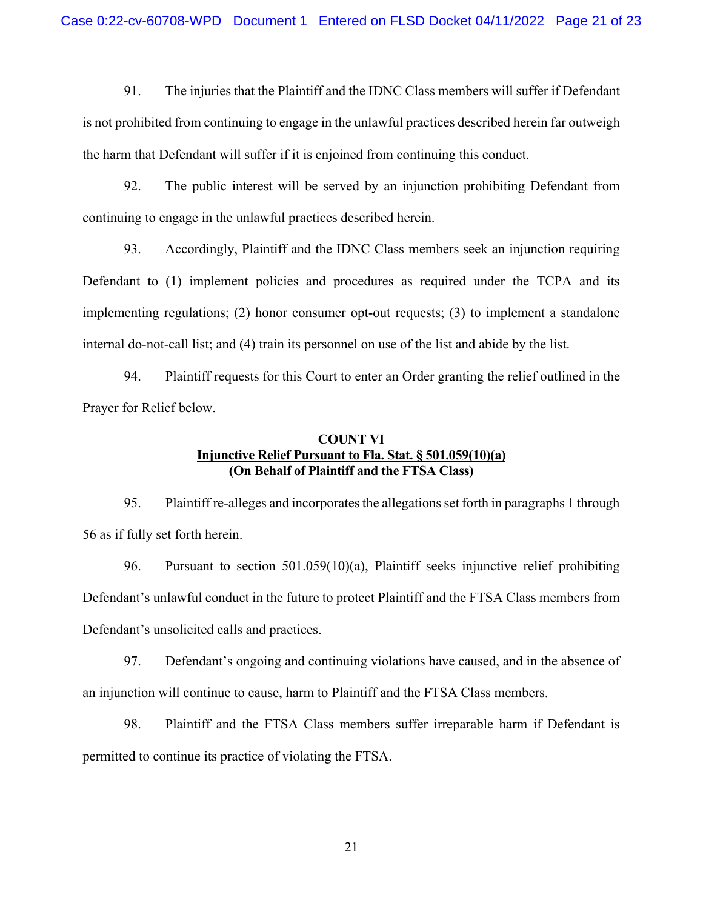91. The injuries that the Plaintiff and the IDNC Class members will suffer if Defendant is not prohibited from continuing to engage in the unlawful practices described herein far outweigh the harm that Defendant will suffer if it is enjoined from continuing this conduct.

92. The public interest will be served by an injunction prohibiting Defendant from continuing to engage in the unlawful practices described herein.

93. Accordingly, Plaintiff and the IDNC Class members seek an injunction requiring Defendant to (1) implement policies and procedures as required under the TCPA and its implementing regulations; (2) honor consumer opt-out requests; (3) to implement a standalone internal do-not-call list; and (4) train its personnel on use of the list and abide by the list.

94. Plaintiff requests for this Court to enter an Order granting the relief outlined in the Prayer for Relief below.

**COUNT VI**
**<u>Injunctive Relief Pursuant to Fla. Stat. § 501.059(10)(a)</u>**
**(On Behalf of Plaintiff and the FTSA Class)**

95. Plaintiff re-alleges and incorporates the allegations set forth in paragraphs 1 through 56 as if fully set forth herein.

96. Pursuant to section 501.059(10)(a), Plaintiff seeks injunctive relief prohibiting Defendant's unlawful conduct in the future to protect Plaintiff and the FTSA Class members from Defendant's unsolicited calls and practices.

97. Defendant's ongoing and continuing violations have caused, and in the absence of an injunction will continue to cause, harm to Plaintiff and the FTSA Class members.

98. Plaintiff and the FTSA Class members suffer irreparable harm if Defendant is permitted to continue its practice of violating the FTSA.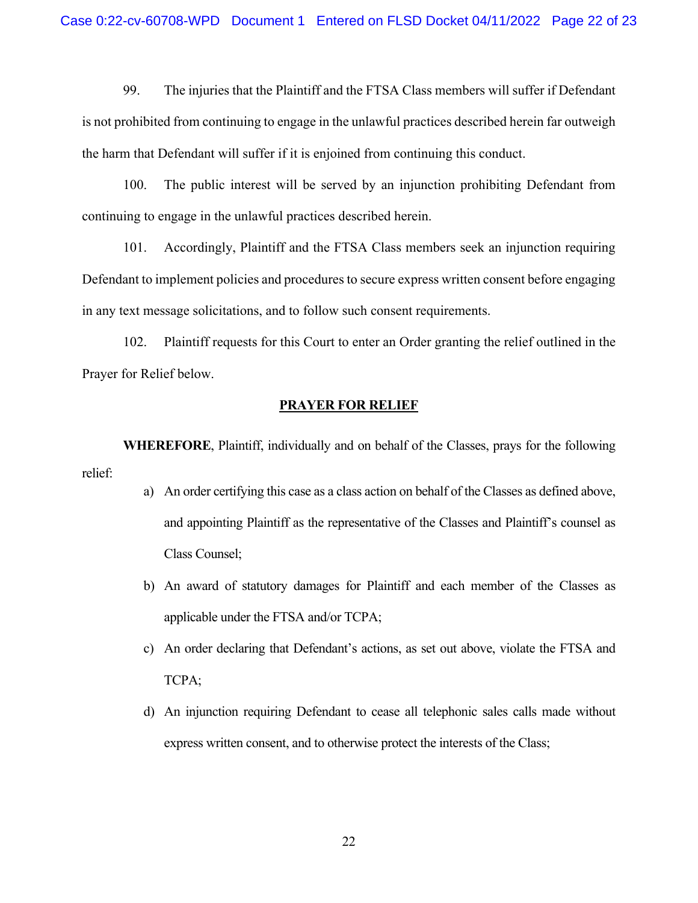99. The injuries that the Plaintiff and the FTSA Class members will suffer if Defendant is not prohibited from continuing to engage in the unlawful practices described herein far outweigh the harm that Defendant will suffer if it is enjoined from continuing this conduct.

100. The public interest will be served by an injunction prohibiting Defendant from continuing to engage in the unlawful practices described herein.

101. Accordingly, Plaintiff and the FTSA Class members seek an injunction requiring Defendant to implement policies and procedures to secure express written consent before engaging in any text message solicitations, and to follow such consent requirements.

102. Plaintiff requests for this Court to enter an Order granting the relief outlined in the Prayer for Relief below.

## PRAYER FOR RELIEF

**WHEREFORE**, Plaintiff, individually and on behalf of the Classes, prays for the following relief:

a) An order certifying this case as a class action on behalf of the Classes as defined above, and appointing Plaintiff as the representative of the Classes and Plaintiff's counsel as Class Counsel;

b) An award of statutory damages for Plaintiff and each member of the Classes as applicable under the FTSA and/or TCPA;

c) An order declaring that Defendant's actions, as set out above, violate the FTSA and TCPA;

d) An injunction requiring Defendant to cease all telephonic sales calls made without express written consent, and to otherwise protect the interests of the Class;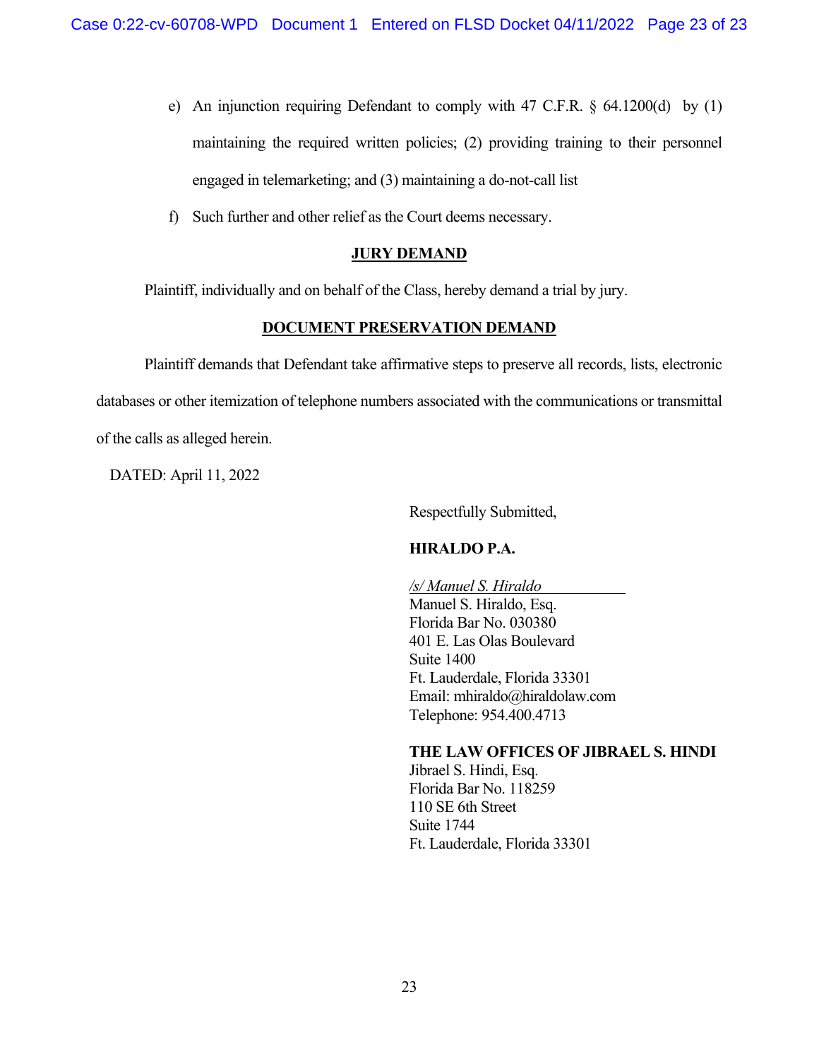e) An injunction requiring Defendant to comply with 47 C.F.R. § 64.1200(d) by (1) maintaining the required written policies; (2) providing training to their personnel engaged in telemarketing; and (3) maintaining a do-not-call list

f) Such further and other relief as the Court deems necessary.

**JURY DEMAND**

Plaintiff, individually and on behalf of the Class, hereby demand a trial by jury.

**DOCUMENT PRESERVATION DEMAND**

Plaintiff demands that Defendant take affirmative steps to preserve all records, lists, electronic databases or other itemization of telephone numbers associated with the communications or transmittal of the calls as alleged herein.

DATED: April 11, 2022

Respectfully Submitted,

**HIRALDO P.A.**

*/s/ Manuel S. Hiraldo*
Manuel S. Hiraldo, Esq.
Florida Bar No. 030380
401 E. Las Olas Boulevard
Suite 1400
Ft. Lauderdale, Florida 33301
Email: mhiraldo@hiraldolaw.com
Telephone: 954.400.4713

**THE LAW OFFICES OF JIBRAEL S. HINDI**
Jibrael S. Hindi, Esq.
Florida Bar No. 118259
110 SE 6th Street
Suite 1744
Ft. Lauderdale, Florida 33301